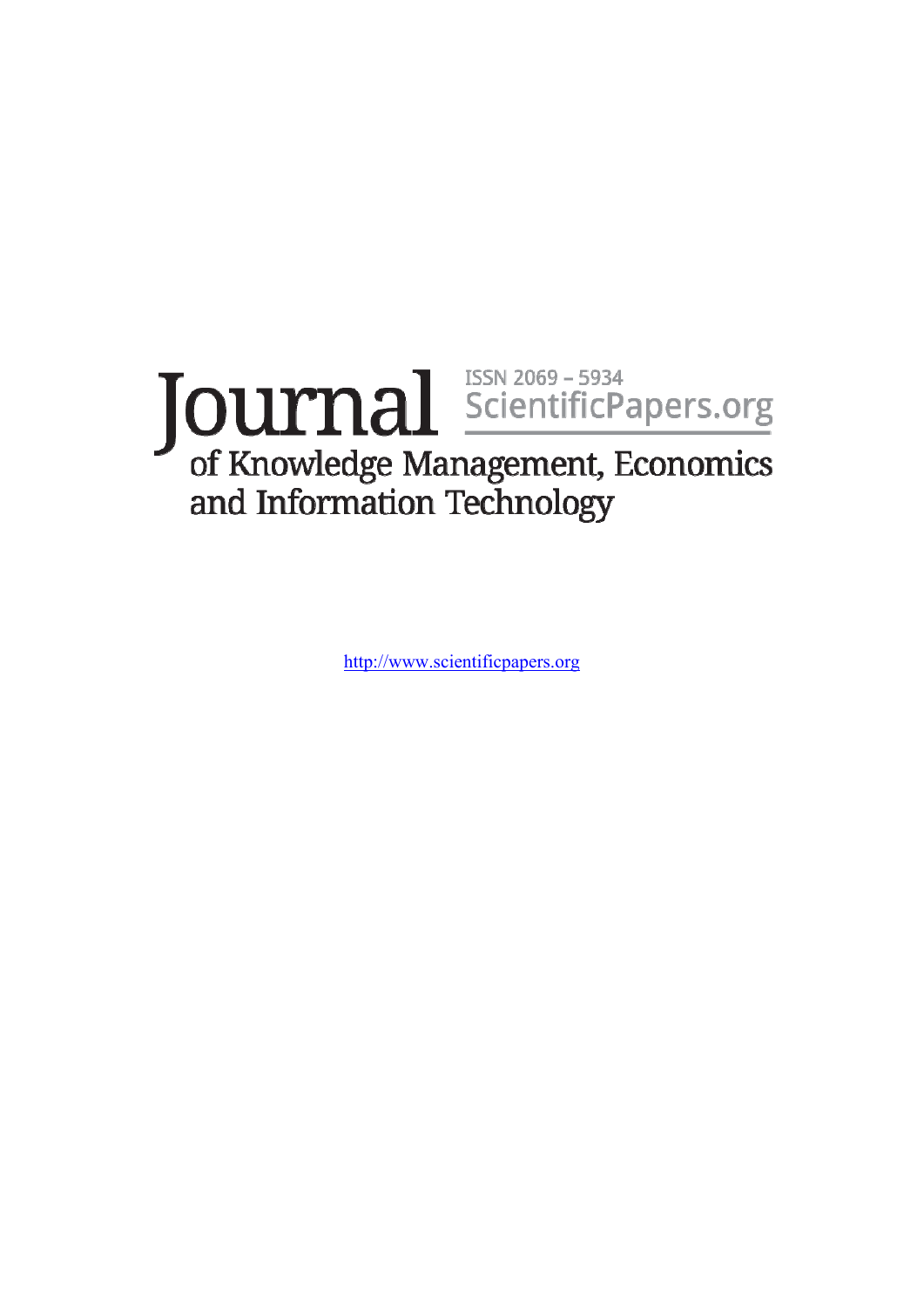# Journal

ISSN 2069 – 5934

ScientificPapers.org

## of Knowledge Management, Economics and Information Technology

http://www.scientificpapers.org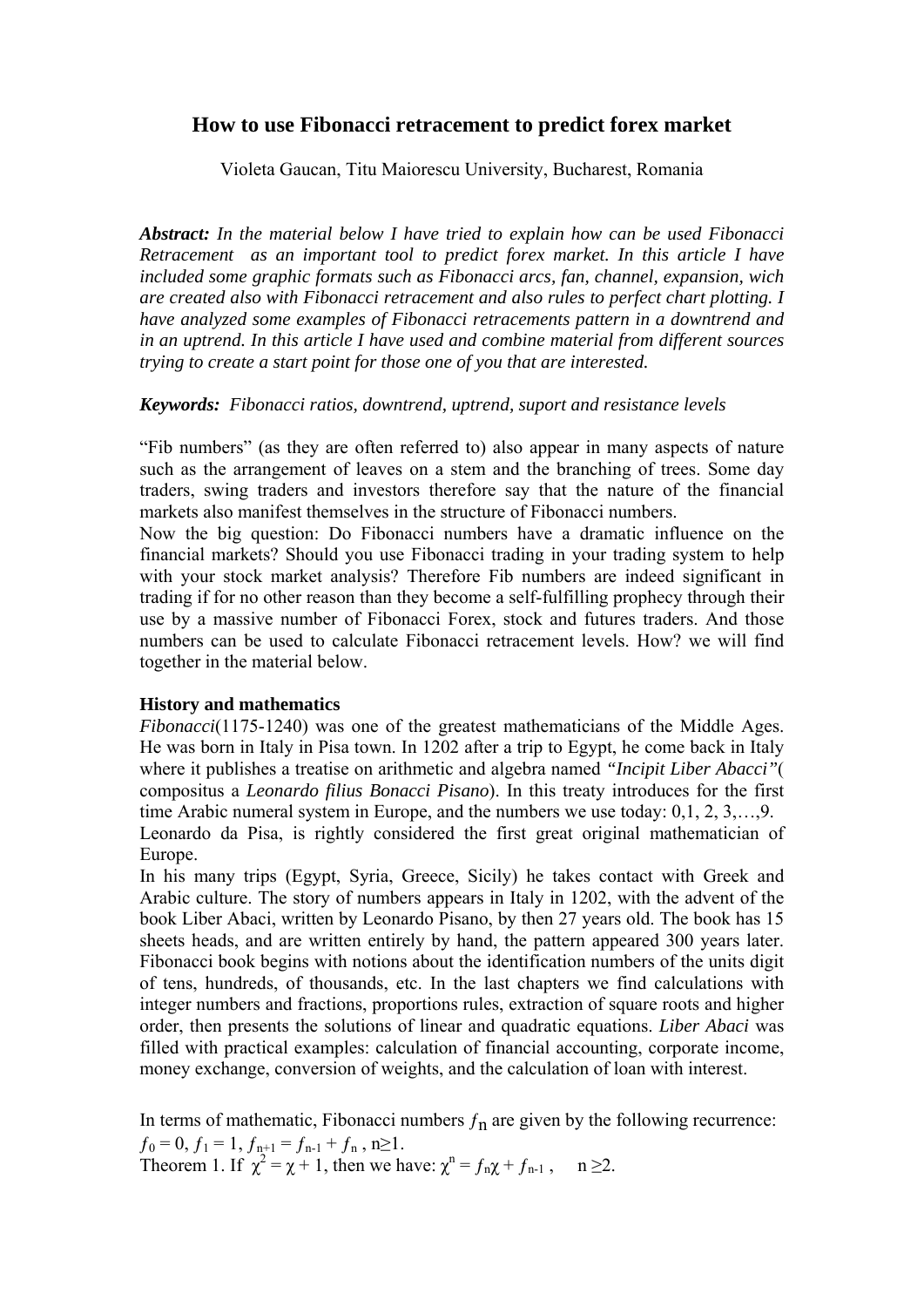# How to use Fibonacci retracement to predict forex market

Violeta Gaucan, Titu Maiorescu University, Bucharest, Romania

***Abstract:*** *In the material below I have tried to explain how can be used Fibonacci Retracement as an important tool to predict forex market. In this article I have included some graphic formats such as Fibonacci arcs, fan, channel, expansion, wich are created also with Fibonacci retracement and also rules to perfect chart plotting. I have analyzed some examples of Fibonacci retracements pattern in a downtrend and in an uptrend. In this article I have used and combine material from different sources trying to create a start point for those one of you that are interested.*

***Keywords:*** *Fibonacci ratios, downtrend, uptrend, suport and resistance levels*

"Fib numbers" (as they are often referred to) also appear in many aspects of nature such as the arrangement of leaves on a stem and the branching of trees. Some day traders, swing traders and investors therefore say that the nature of the financial markets also manifest themselves in the structure of Fibonacci numbers.

Now the big question: Do Fibonacci numbers have a dramatic influence on the financial markets? Should you use Fibonacci trading in your trading system to help with your stock market analysis? Therefore Fib numbers are indeed significant in trading if for no other reason than they become a self-fulfilling prophecy through their use by a massive number of Fibonacci Forex, stock and futures traders. And those numbers can be used to calculate Fibonacci retracement levels. How? we will find together in the material below.

**History and mathematics**

*Fibonacci*(1175-1240) was one of the greatest mathematicians of the Middle Ages. He was born in Italy in Pisa town. In 1202 after a trip to Egypt, he come back in Italy where it publishes a treatise on arithmetic and algebra named *"Incipit Liber Abacci"*( compositus a *Leonardo filius Bonacci Pisano*). In this treaty introduces for the first time Arabic numeral system in Europe, and the numbers we use today: 0,1, 2, 3,…,9.

Leonardo da Pisa, is rightly considered the first great original mathematician of Europe.

In his many trips (Egypt, Syria, Greece, Sicily) he takes contact with Greek and Arabic culture. The story of numbers appears in Italy in 1202, with the advent of the book Liber Abaci, written by Leonardo Pisano, by then 27 years old. The book has 15 sheets heads, and are written entirely by hand, the pattern appeared 300 years later. Fibonacci book begins with notions about the identification numbers of the units digit of tens, hundreds, of thousands, etc. In the last chapters we find calculations with integer numbers and fractions, proportions rules, extraction of square roots and higher order, then presents the solutions of linear and quadratic equations. *Liber Abaci* was filled with practical examples: calculation of financial accounting, corporate income, money exchange, conversion of weights, and the calculation of loan with interest.

In terms of mathematic, Fibonacci numbers $f_n$ are given by the following recurrence:
$f_0 = 0$, $f_1 = 1$, $f_{n+1} = f_{n-1} + f_n$ , $n \geq 1$.
Theorem 1. If $\chi^2 = \chi + 1$, then we have: $\chi^n = f_n\chi + f_{n-1}$ , $n \geq 2$.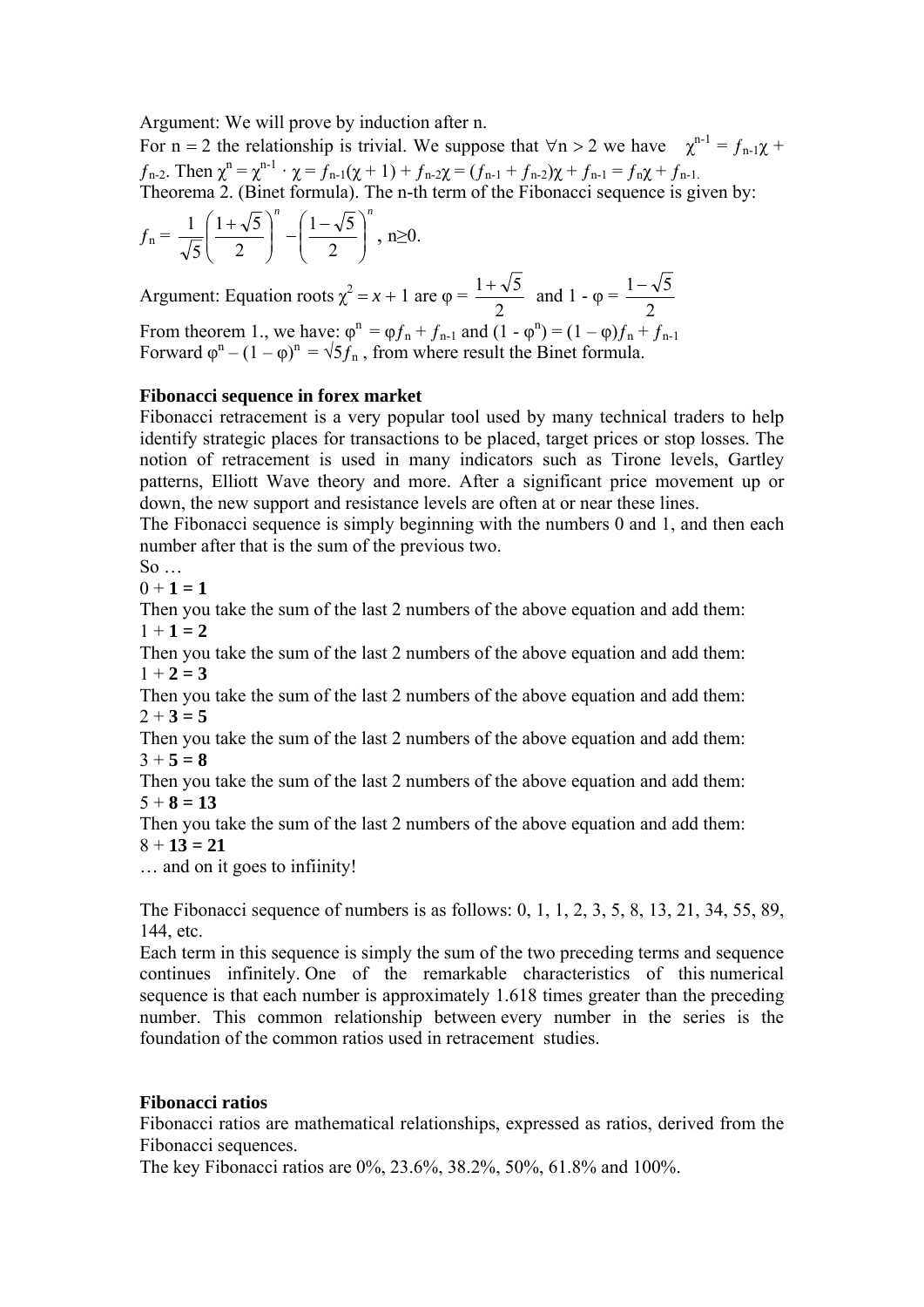Argument: We will prove by induction after n.

For $n = 2$ the relationship is trivial. We suppose that $\forall n > 2$ we have $\chi^{n-1} = f_{n-1}\chi + f_{n-2}$. Then $\chi^n = \chi^{n-1} \cdot \chi = f_{n-1}(\chi + 1) + f_{n-2}\chi = (f_{n-1} + f_{n-2})\chi + f_{n-1} = f_n\chi + f_{n-1}$.

Theorema 2. (Binet formula). The n-th term of the Fibonacci sequence is given by:

$$f_n = \frac{1}{\sqrt{5}}\left(\frac{1+\sqrt{5}}{2}\right)^n - \left(\frac{1-\sqrt{5}}{2}\right)^n, \; n \geq 0.$$

Argument: Equation roots $\chi^2 = x + 1$ are $\varphi = \frac{1+\sqrt{5}}{2}$ and $1 - \varphi = \frac{1-\sqrt{5}}{2}$

From theorem 1., we have: $\varphi^n = \varphi f_n + f_{n-1}$ and $(1 - \varphi^n) = (1 - \varphi) f_n + f_{n-1}$

Forward $\varphi^n - (1 - \varphi)^n = \sqrt{5} f_n$ , from where result the Binet formula.

**Fibonacci sequence in forex market**

Fibonacci retracement is a very popular tool used by many technical traders to help identify strategic places for transactions to be placed, target prices or stop losses. The notion of retracement is used in many indicators such as Tirone levels, Gartley patterns, Elliott Wave theory and more. After a significant price movement up or down, the new support and resistance levels are often at or near these lines.

The Fibonacci sequence is simply beginning with the numbers 0 and 1, and then each number after that is the sum of the previous two.

So …

0 + **1 = 1**

Then you take the sum of the last 2 numbers of the above equation and add them:

1 + **1 = 2**

Then you take the sum of the last 2 numbers of the above equation and add them:

1 + **2 = 3**

Then you take the sum of the last 2 numbers of the above equation and add them:

2 + **3 = 5**

Then you take the sum of the last 2 numbers of the above equation and add them:

3 + **5 = 8**

Then you take the sum of the last 2 numbers of the above equation and add them:

5 + **8 = 13**

Then you take the sum of the last 2 numbers of the above equation and add them:

8 + **13 = 21**

… and on it goes to infiinity!

The Fibonacci sequence of numbers is as follows: 0, 1, 1, 2, 3, 5, 8, 13, 21, 34, 55, 89, 144, etc.

Each term in this sequence is simply the sum of the two preceding terms and sequence continues infinitely. One of the remarkable characteristics of this numerical sequence is that each number is approximately 1.618 times greater than the preceding number. This common relationship between every number in the series is the foundation of the common ratios used in retracement studies.

**Fibonacci ratios**

Fibonacci ratios are mathematical relationships, expressed as ratios, derived from the Fibonacci sequences.

The key Fibonacci ratios are 0%, 23.6%, 38.2%, 50%, 61.8% and 100%.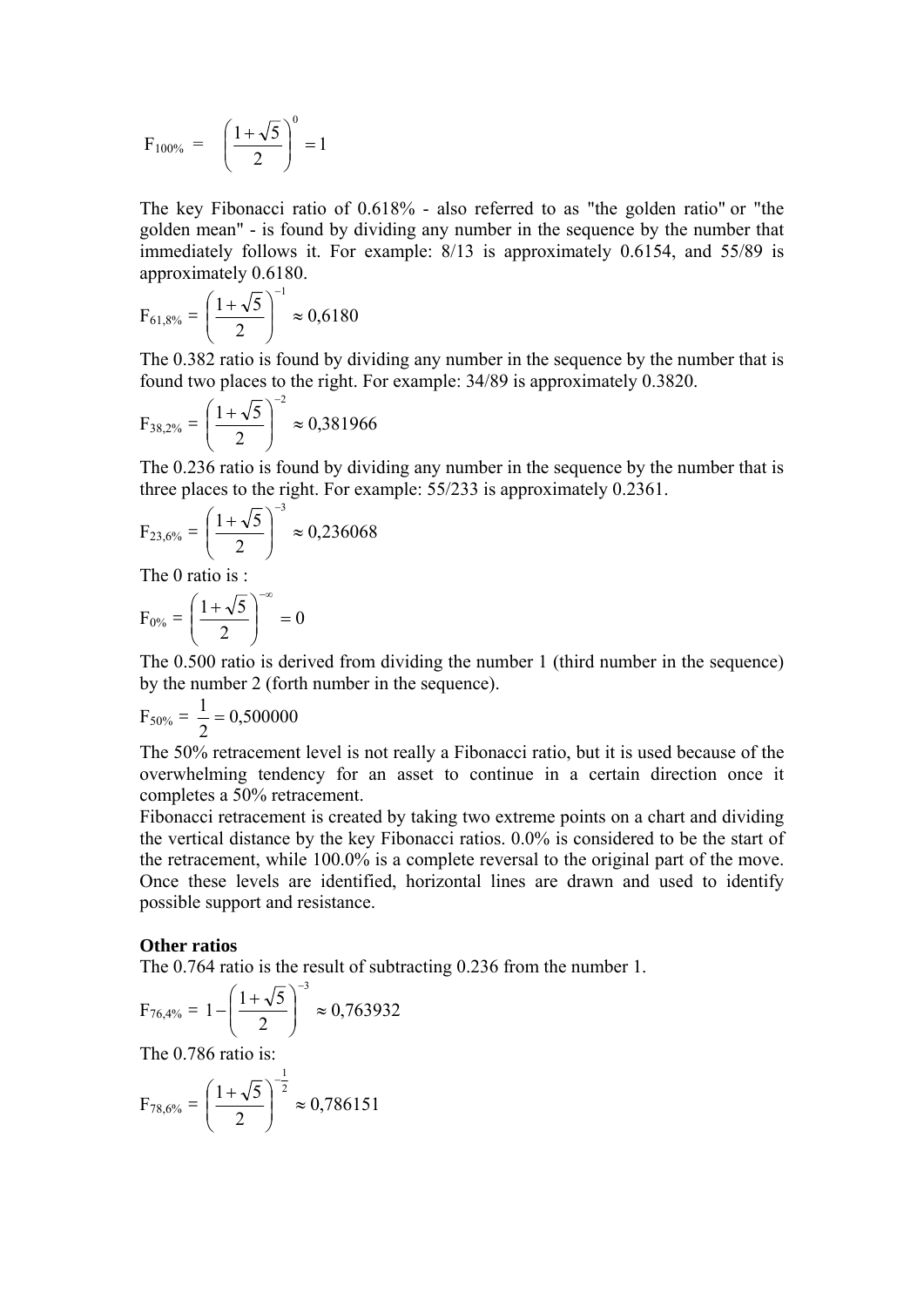$$F_{100\%} = \left(\frac{1+\sqrt{5}}{2}\right)^{0} = 1$$

The key Fibonacci ratio of 0.618% - also referred to as "the golden ratio" or "the golden mean" - is found by dividing any number in the sequence by the number that immediately follows it. For example: 8/13 is approximately 0.6154, and 55/89 is approximately 0.6180.

$$F_{61,8\%} = \left(\frac{1+\sqrt{5}}{2}\right)^{-1} \approx 0{,}6180$$

The 0.382 ratio is found by dividing any number in the sequence by the number that is found two places to the right. For example: 34/89 is approximately 0.3820.

$$F_{38,2\%} = \left(\frac{1+\sqrt{5}}{2}\right)^{-2} \approx 0{,}381966$$

The 0.236 ratio is found by dividing any number in the sequence by the number that is three places to the right. For example: 55/233 is approximately 0.2361.

$$F_{23,6\%} = \left(\frac{1+\sqrt{5}}{2}\right)^{-3} \approx 0{,}236068$$

The 0 ratio is :

$$F_{0\%} = \left(\frac{1+\sqrt{5}}{2}\right)^{-\infty} = 0$$

The 0.500 ratio is derived from dividing the number 1 (third number in the sequence) by the number 2 (forth number in the sequence).

$$F_{50\%} = \frac{1}{2} = 0{,}500000$$

The 50% retracement level is not really a Fibonacci ratio, but it is used because of the overwhelming tendency for an asset to continue in a certain direction once it completes a 50% retracement.

Fibonacci retracement is created by taking two extreme points on a chart and dividing the vertical distance by the key Fibonacci ratios. 0.0% is considered to be the start of the retracement, while 100.0% is a complete reversal to the original part of the move. Once these levels are identified, horizontal lines are drawn and used to identify possible support and resistance.

**Other ratios**

The 0.764 ratio is the result of subtracting 0.236 from the number 1.

$$F_{76,4\%} = 1 - \left(\frac{1+\sqrt{5}}{2}\right)^{-3} \approx 0{,}763932$$

The 0.786 ratio is:

$$F_{78,6\%} = \left(\frac{1+\sqrt{5}}{2}\right)^{-\frac{1}{2}} \approx 0{,}786151$$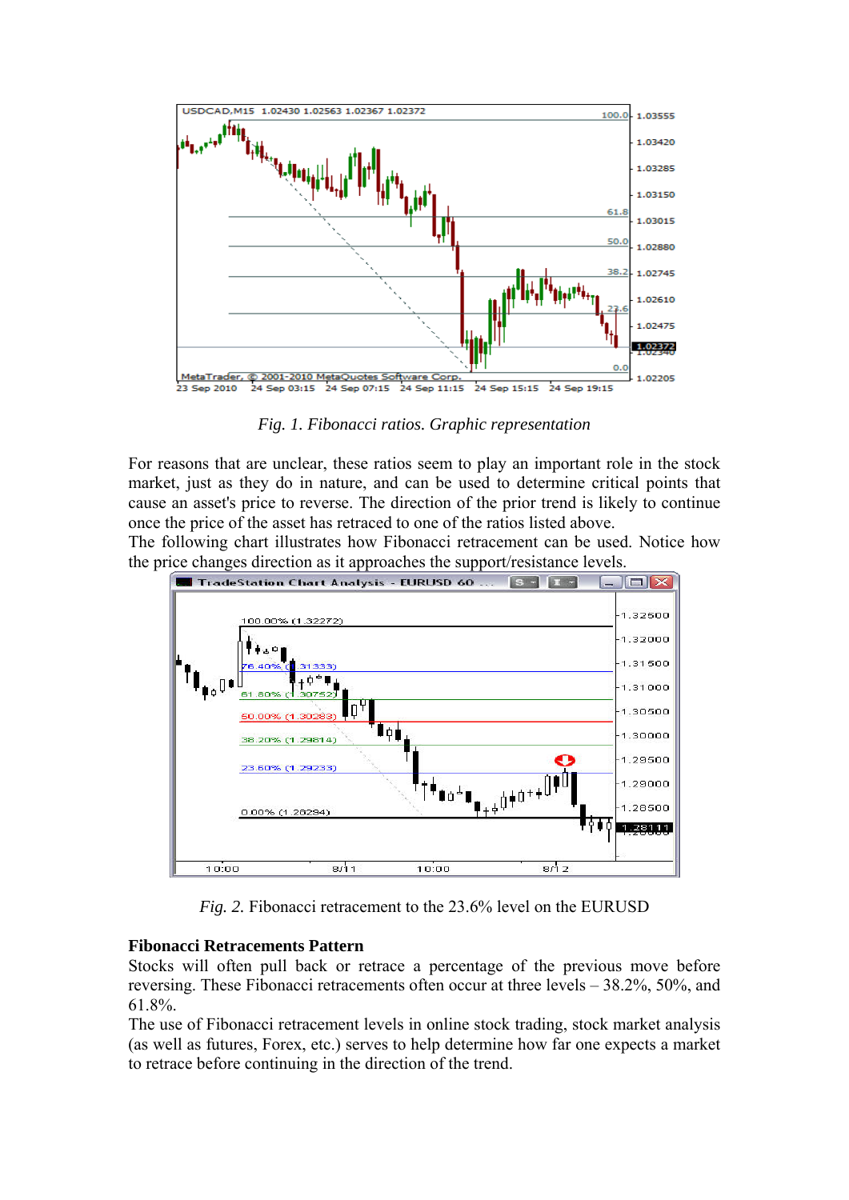*Fig. 1. Fibonacci ratios. Graphic representation*

For reasons that are unclear, these ratios seem to play an important role in the stock market, just as they do in nature, and can be used to determine critical points that cause an asset's price to reverse. The direction of the prior trend is likely to continue once the price of the asset has retraced to one of the ratios listed above.
The following chart illustrates how Fibonacci retracement can be used. Notice how the price changes direction as it approaches the support/resistance levels.

*Fig. 2.* Fibonacci retracement to the 23.6% level on the EURUSD

**Fibonacci Retracements Pattern**

Stocks will often pull back or retrace a percentage of the previous move before reversing. These Fibonacci retracements often occur at three levels – 38.2%, 50%, and 61.8%.
The use of Fibonacci retracement levels in online stock trading, stock market analysis (as well as futures, Forex, etc.) serves to help determine how far one expects a market to retrace before continuing in the direction of the trend.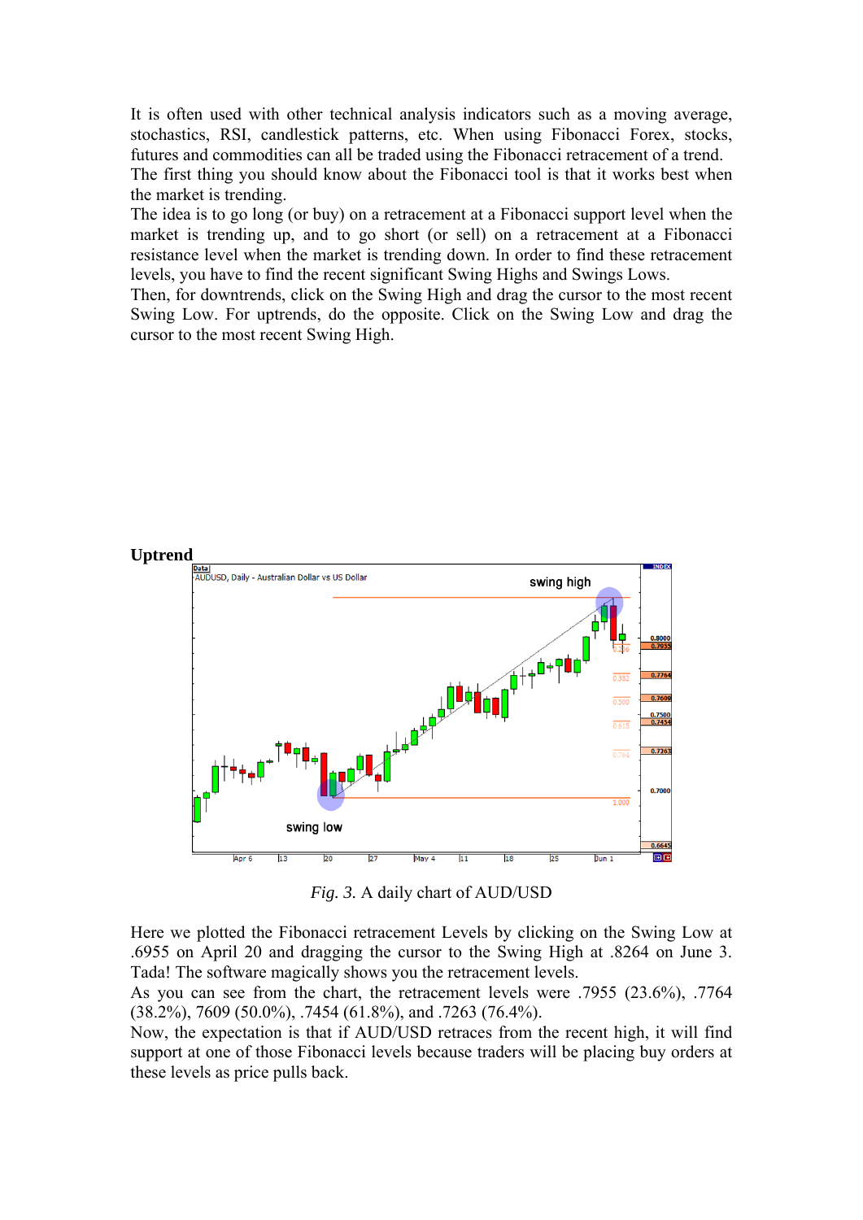It is often used with other technical analysis indicators such as a moving average, stochastics, RSI, candlestick patterns, etc. When using Fibonacci Forex, stocks, futures and commodities can all be traded using the Fibonacci retracement of a trend.
The first thing you should know about the Fibonacci tool is that it works best when the market is trending.
The idea is to go long (or buy) on a retracement at a Fibonacci support level when the market is trending up, and to go short (or sell) on a retracement at a Fibonacci resistance level when the market is trending down. In order to find these retracement levels, you have to find the recent significant Swing Highs and Swings Lows.
Then, for downtrends, click on the Swing High and drag the cursor to the most recent Swing Low. For uptrends, do the opposite. Click on the Swing Low and drag the cursor to the most recent Swing High.

**Uptrend**

*Fig. 3.* A daily chart of AUD/USD

Here we plotted the Fibonacci retracement Levels by clicking on the Swing Low at .6955 on April 20 and dragging the cursor to the Swing High at .8264 on June 3. Tada! The software magically shows you the retracement levels.
As you can see from the chart, the retracement levels were .7955 (23.6%), .7764 (38.2%), 7609 (50.0%), .7454 (61.8%), and .7263 (76.4%).
Now, the expectation is that if AUD/USD retraces from the recent high, it will find support at one of those Fibonacci levels because traders will be placing buy orders at these levels as price pulls back.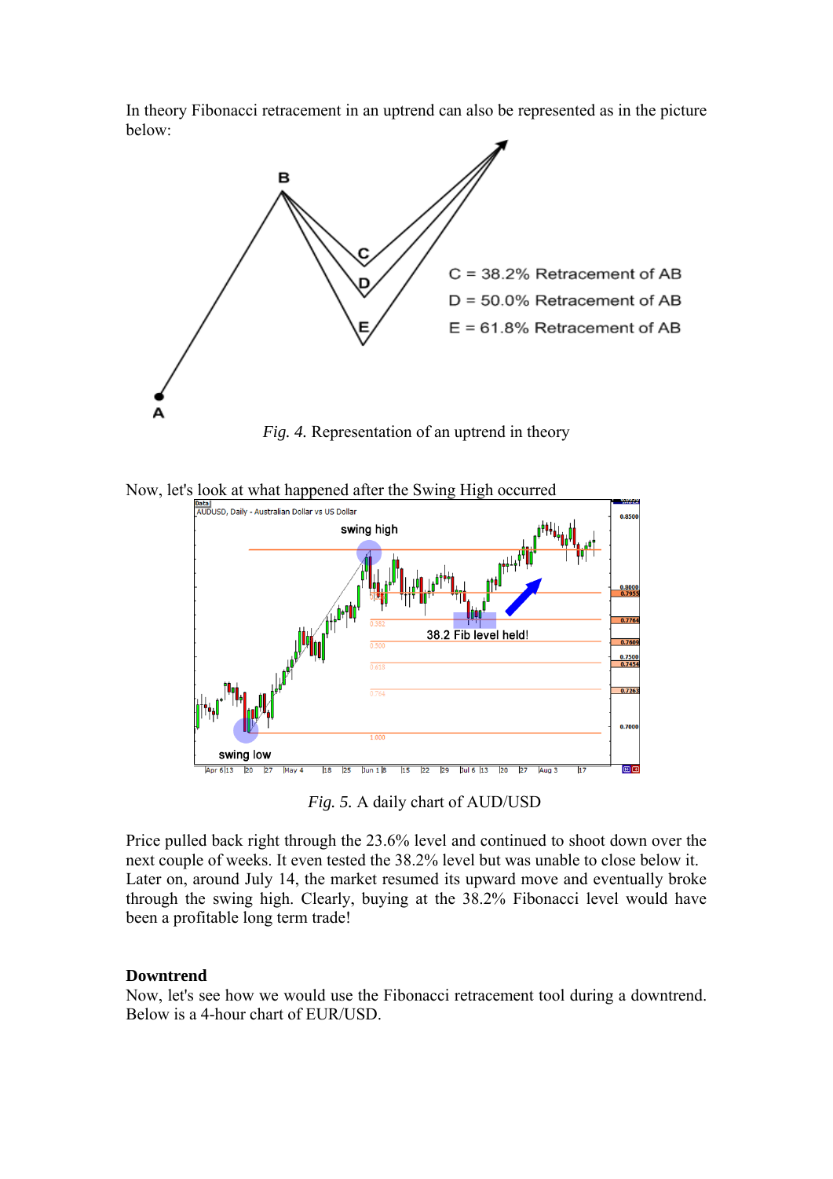In theory Fibonacci retracement in an uptrend can also be represented as in the picture below:

*Fig. 4.* Representation of an uptrend in theory

Now, let's look at what happened after the Swing High occurred

*Fig. 5.* A daily chart of AUD/USD

Price pulled back right through the 23.6% level and continued to shoot down over the next couple of weeks. It even tested the 38.2% level but was unable to close below it. Later on, around July 14, the market resumed its upward move and eventually broke through the swing high. Clearly, buying at the 38.2% Fibonacci level would have been a profitable long term trade!

**Downtrend**

Now, let's see how we would use the Fibonacci retracement tool during a downtrend. Below is a 4-hour chart of EUR/USD.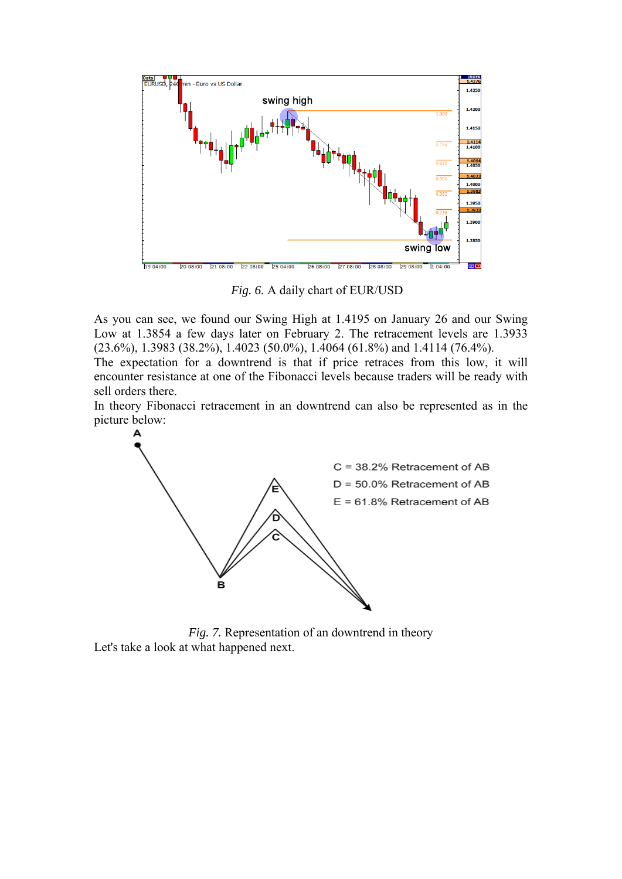*Fig. 6.* A daily chart of EUR/USD

As you can see, we found our Swing High at 1.4195 on January 26 and our Swing Low at 1.3854 a few days later on February 2. The retracement levels are 1.3933 (23.6%), 1.3983 (38.2%), 1.4023 (50.0%), 1.4064 (61.8%) and 1.4114 (76.4%).
The expectation for a downtrend is that if price retraces from this low, it will encounter resistance at one of the Fibonacci levels because traders will be ready with sell orders there.
In theory Fibonacci retracement in an downtrend can also be represented as in the picture below:

*Fig. 7.* Representation of an downtrend in theory

Let's take a look at what happened next.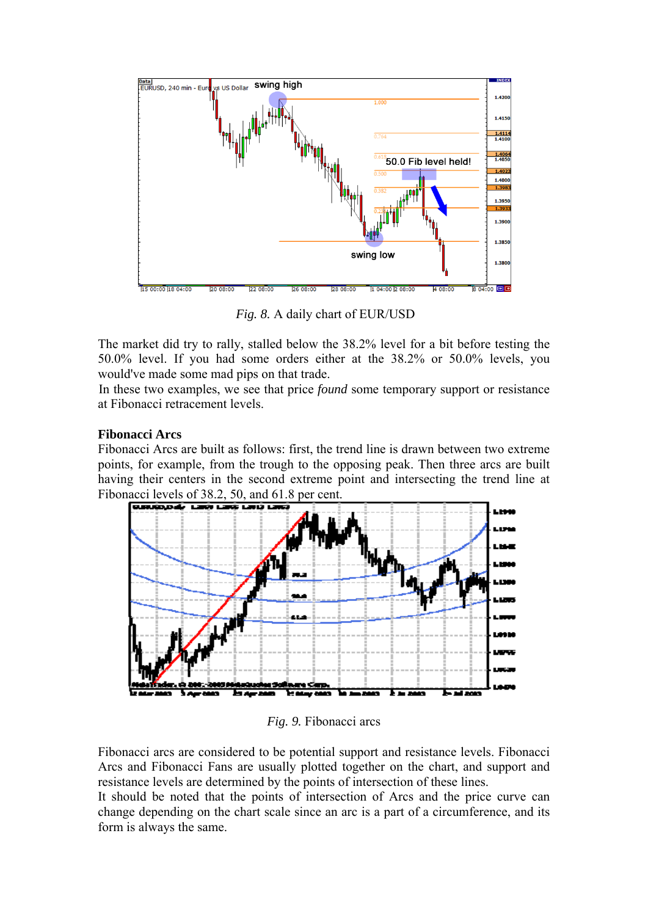*Fig. 8.* A daily chart of EUR/USD

The market did try to rally, stalled below the 38.2% level for a bit before testing the 50.0% level. If you had some orders either at the 38.2% or 50.0% levels, you would've made some mad pips on that trade.
In these two examples, we see that price *found* some temporary support or resistance at Fibonacci retracement levels.

**Fibonacci Arcs**
Fibonacci Arcs are built as follows: first, the trend line is drawn between two extreme points, for example, from the trough to the opposing peak. Then three arcs are built having their centers in the second extreme point and intersecting the trend line at Fibonacci levels of 38.2, 50, and 61.8 per cent.

*Fig. 9.* Fibonacci arcs

Fibonacci arcs are considered to be potential support and resistance levels. Fibonacci Arcs and Fibonacci Fans are usually plotted together on the chart, and support and resistance levels are determined by the points of intersection of these lines.
It should be noted that the points of intersection of Arcs and the price curve can change depending on the chart scale since an arc is a part of a circumference, and its form is always the same.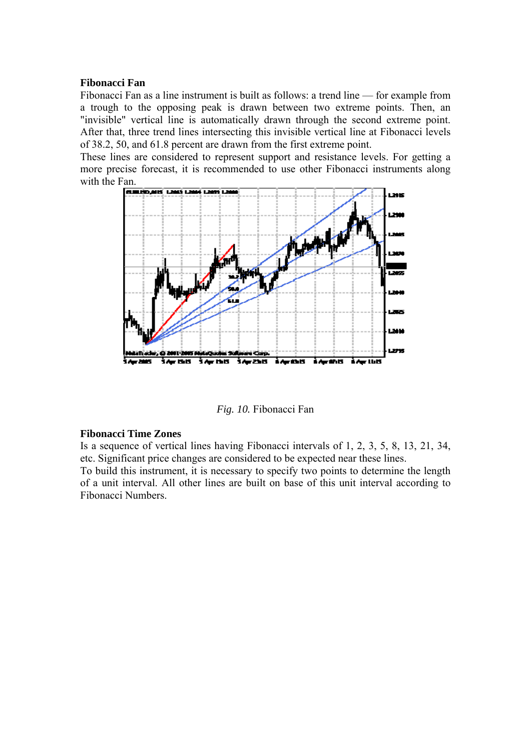**Fibonacci Fan**

Fibonacci Fan as a line instrument is built as follows: a trend line — for example from a trough to the opposing peak is drawn between two extreme points. Then, an "invisible" vertical line is automatically drawn through the second extreme point. After that, three trend lines intersecting this invisible vertical line at Fibonacci levels of 38.2, 50, and 61.8 percent are drawn from the first extreme point.

These lines are considered to represent support and resistance levels. For getting a more precise forecast, it is recommended to use other Fibonacci instruments along with the Fan.

*Fig. 10.* Fibonacci Fan

**Fibonacci Time Zones**

Is a sequence of vertical lines having Fibonacci intervals of 1, 2, 3, 5, 8, 13, 21, 34, etc. Significant price changes are considered to be expected near these lines.

To build this instrument, it is necessary to specify two points to determine the length of a unit interval. All other lines are built on base of this unit interval according to Fibonacci Numbers.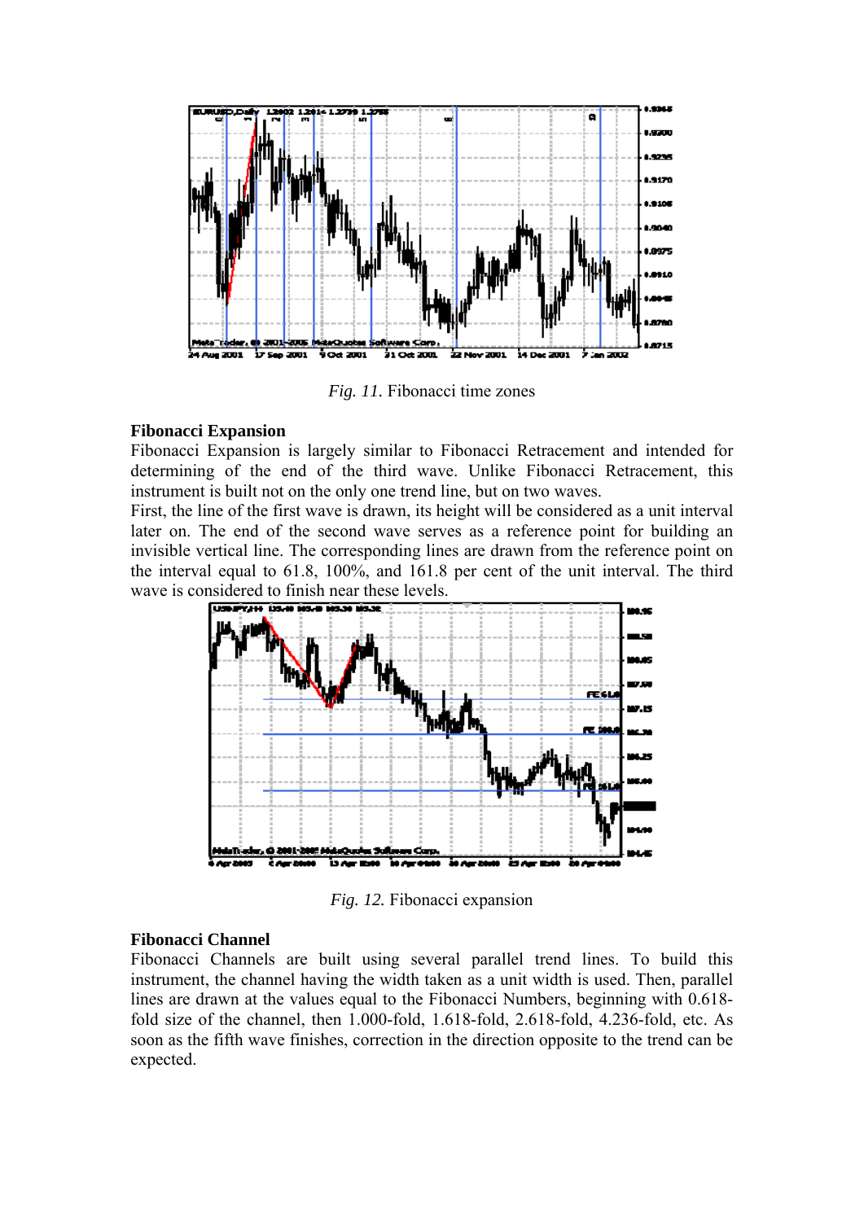*Fig. 11.* Fibonacci time zones

**Fibonacci Expansion**

Fibonacci Expansion is largely similar to Fibonacci Retracement and intended for determining of the end of the third wave. Unlike Fibonacci Retracement, this instrument is built not on the only one trend line, but on two waves.

First, the line of the first wave is drawn, its height will be considered as a unit interval later on. The end of the second wave serves as a reference point for building an invisible vertical line. The corresponding lines are drawn from the reference point on the interval equal to 61.8, 100%, and 161.8 per cent of the unit interval. The third wave is considered to finish near these levels.

*Fig. 12.* Fibonacci expansion

**Fibonacci Channel**

Fibonacci Channels are built using several parallel trend lines. To build this instrument, the channel having the width taken as a unit width is used. Then, parallel lines are drawn at the values equal to the Fibonacci Numbers, beginning with 0.618-fold size of the channel, then 1.000-fold, 1.618-fold, 2.618-fold, 4.236-fold, etc. As soon as the fifth wave finishes, correction in the direction opposite to the trend can be expected.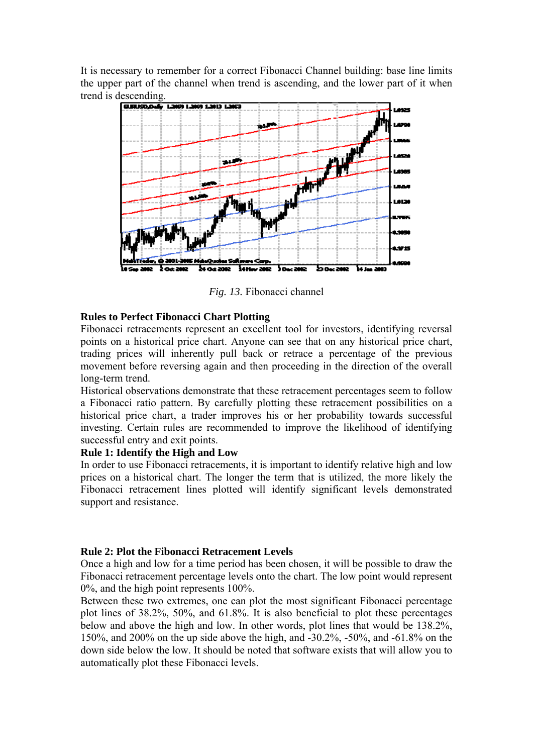It is necessary to remember for a correct Fibonacci Channel building: base line limits the upper part of the channel when trend is ascending, and the lower part of it when trend is descending.

*Fig. 13.* Fibonacci channel

**Rules to Perfect Fibonacci Chart Plotting**

Fibonacci retracements represent an excellent tool for investors, identifying reversal points on a historical price chart. Anyone can see that on any historical price chart, trading prices will inherently pull back or retrace a percentage of the previous movement before reversing again and then proceeding in the direction of the overall long-term trend.

Historical observations demonstrate that these retracement percentages seem to follow a Fibonacci ratio pattern. By carefully plotting these retracement possibilities on a historical price chart, a trader improves his or her probability towards successful investing. Certain rules are recommended to improve the likelihood of identifying successful entry and exit points.

**Rule 1: Identify the High and Low**

In order to use Fibonacci retracements, it is important to identify relative high and low prices on a historical chart. The longer the term that is utilized, the more likely the Fibonacci retracement lines plotted will identify significant levels demonstrated support and resistance.

**Rule 2: Plot the Fibonacci Retracement Levels**

Once a high and low for a time period has been chosen, it will be possible to draw the Fibonacci retracement percentage levels onto the chart. The low point would represent 0%, and the high point represents 100%.

Between these two extremes, one can plot the most significant Fibonacci percentage plot lines of 38.2%, 50%, and 61.8%. It is also beneficial to plot these percentages below and above the high and low. In other words, plot lines that would be 138.2%, 150%, and 200% on the up side above the high, and -30.2%, -50%, and -61.8% on the down side below the low. It should be noted that software exists that will allow you to automatically plot these Fibonacci levels.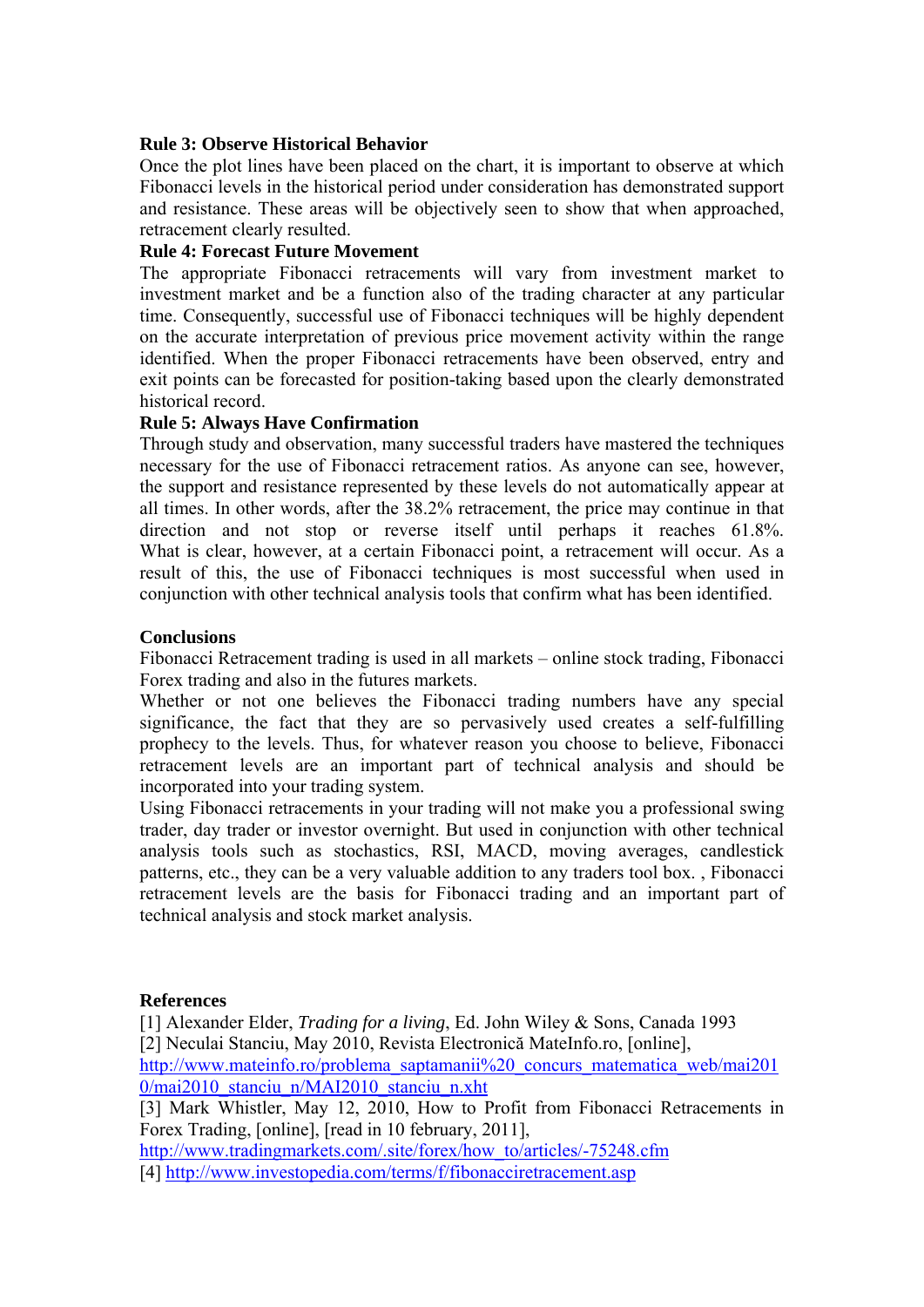**Rule 3: Observe Historical Behavior**

Once the plot lines have been placed on the chart, it is important to observe at which Fibonacci levels in the historical period under consideration has demonstrated support and resistance. These areas will be objectively seen to show that when approached, retracement clearly resulted.

**Rule 4: Forecast Future Movement**

The appropriate Fibonacci retracements will vary from investment market to investment market and be a function also of the trading character at any particular time. Consequently, successful use of Fibonacci techniques will be highly dependent on the accurate interpretation of previous price movement activity within the range identified. When the proper Fibonacci retracements have been observed, entry and exit points can be forecasted for position-taking based upon the clearly demonstrated historical record.

**Rule 5: Always Have Confirmation**

Through study and observation, many successful traders have mastered the techniques necessary for the use of Fibonacci retracement ratios. As anyone can see, however, the support and resistance represented by these levels do not automatically appear at all times. In other words, after the 38.2% retracement, the price may continue in that direction and not stop or reverse itself until perhaps it reaches 61.8%. What is clear, however, at a certain Fibonacci point, a retracement will occur. As a result of this, the use of Fibonacci techniques is most successful when used in conjunction with other technical analysis tools that confirm what has been identified.

**Conclusions**

Fibonacci Retracement trading is used in all markets – online stock trading, Fibonacci Forex trading and also in the futures markets.

Whether or not one believes the Fibonacci trading numbers have any special significance, the fact that they are so pervasively used creates a self-fulfilling prophecy to the levels. Thus, for whatever reason you choose to believe, Fibonacci retracement levels are an important part of technical analysis and should be incorporated into your trading system.

Using Fibonacci retracements in your trading will not make you a professional swing trader, day trader or investor overnight. But used in conjunction with other technical analysis tools such as stochastics, RSI, MACD, moving averages, candlestick patterns, etc., they can be a very valuable addition to any traders tool box. , Fibonacci retracement levels are the basis for Fibonacci trading and an important part of technical analysis and stock market analysis.

**References**

[1] Alexander Elder, *Trading for a living*, Ed. John Wiley & Sons, Canada 1993

[2] Neculai Stanciu, May 2010, Revista Electronică MateInfo.ro, [online], http://www.mateinfo.ro/problema_saptamanii%20_concurs_matematica_web/mai2010/mai2010_stanciu_n/MAI2010_stanciu_n.xht

[3] Mark Whistler, May 12, 2010, How to Profit from Fibonacci Retracements in Forex Trading, [online], [read in 10 february, 2011], http://www.tradingmarkets.com/.site/forex/how_to/articles/-75248.cfm

[4] http://www.investopedia.com/terms/f/fibonacciretracement.asp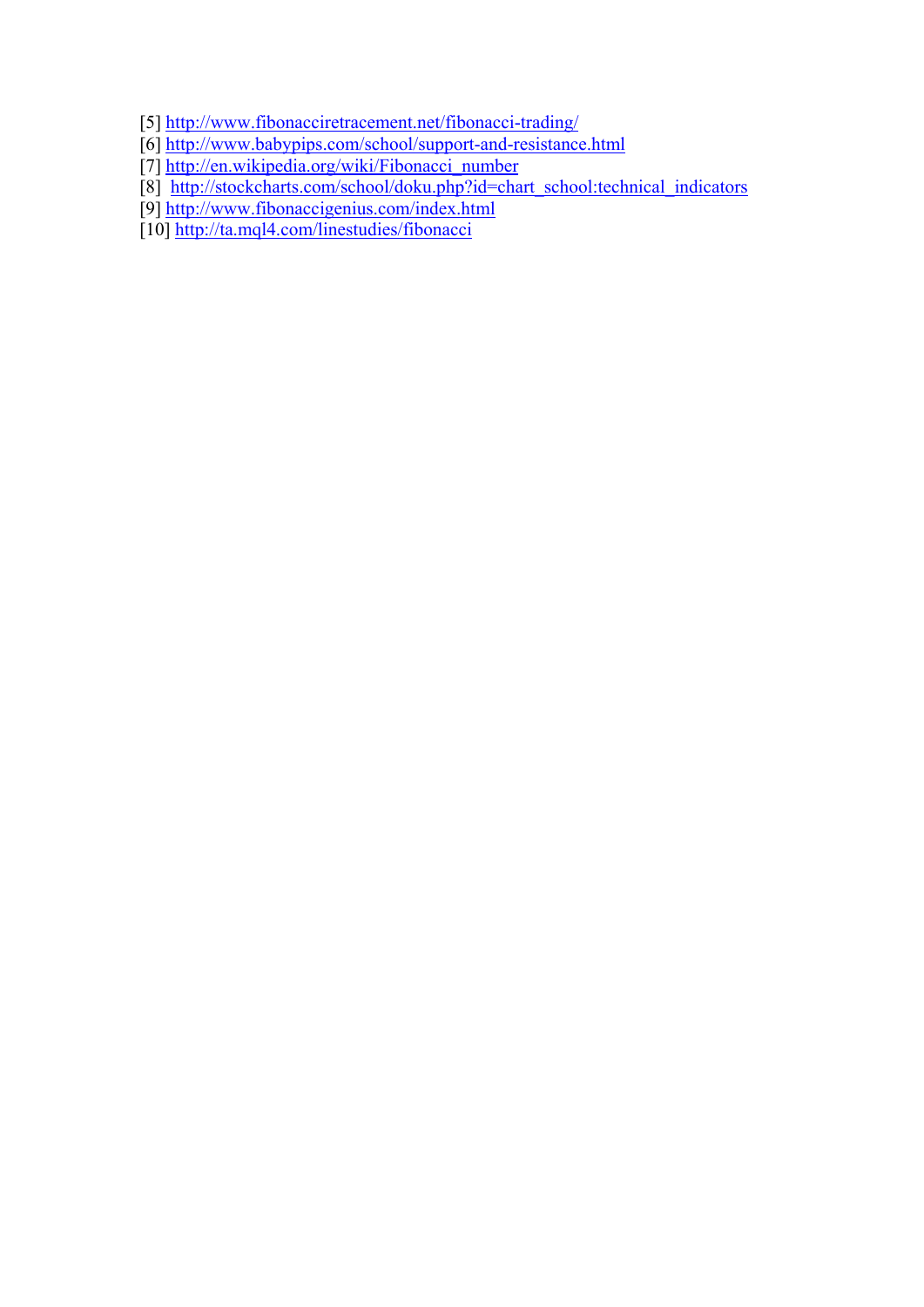[5] http://www.fibonacciretracement.net/fibonacci-trading/
[6] http://www.babypips.com/school/support-and-resistance.html
[7] http://en.wikipedia.org/wiki/Fibonacci_number
[8] http://stockcharts.com/school/doku.php?id=chart_school:technical_indicators
[9] http://www.fibonaccigenius.com/index.html
[10] http://ta.mql4.com/linestudies/fibonacci